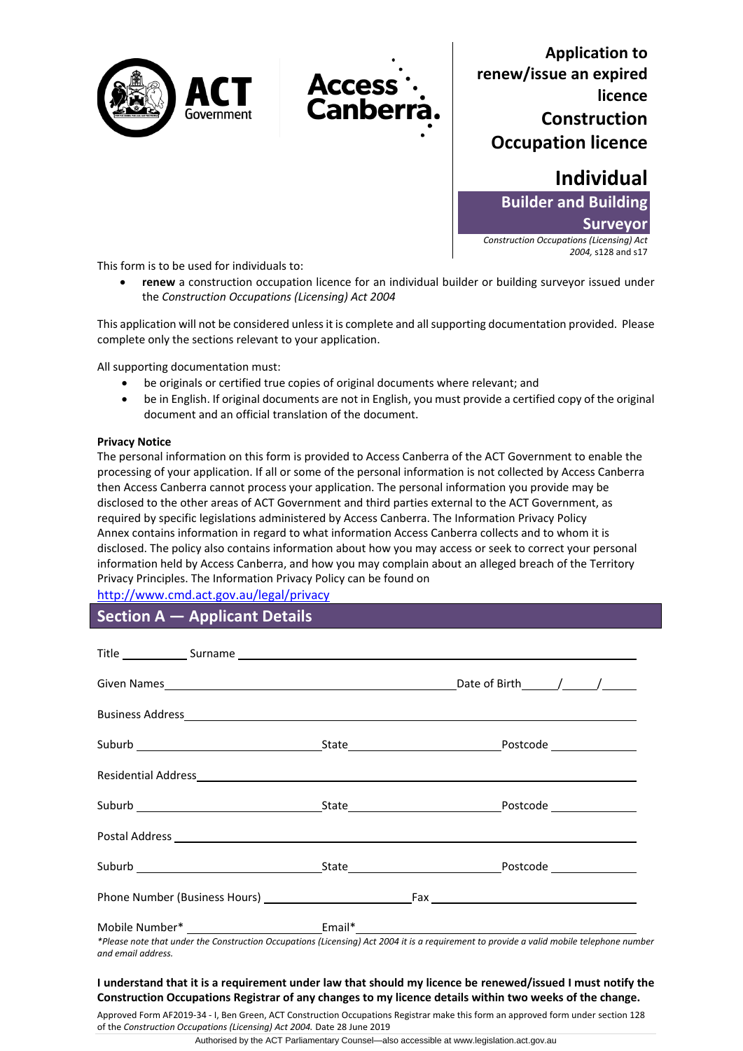# Application to renew/issue an expired licence Construction Occupation licence

## Individual

**Builder and Building Surveyor**

*Construction Occupations (Licensing) Act 2004,* s128 and s17

This form is to be used for individuals to:

- **renew** a construction occupation licence for an individual builder or building surveyor issued under the *Construction Occupations (Licensing) Act 2004*

This application will not be considered unless it is complete and all supporting documentation provided. Please complete only the sections relevant to your application.

All supporting documentation must:

- be originals or certified true copies of original documents where relevant; and
- be in English. If original documents are not in English, you must provide a certified copy of the original document and an official translation of the document.

**Privacy Notice**

The personal information on this form is provided to Access Canberra of the ACT Government to enable the processing of your application. If all or some of the personal information is not collected by Access Canberra then Access Canberra cannot process your application. The personal information you provide may be disclosed to the other areas of ACT Government and third parties external to the ACT Government, as required by specific legislations administered by Access Canberra. The Information Privacy Policy Annex contains information in regard to what information Access Canberra collects and to whom it is disclosed. The policy also contains information about how you may access or seek to correct your personal information held by Access Canberra, and how you may complain about an alleged breach of the Territory Privacy Principles. The Information Privacy Policy can be found on http://www.cmd.act.gov.au/legal/privacy

## Section A — Applicant Details

Title __________ Surname ______________________________

Given Names ______________________________ Date of Birth ____/____/____

Business Address ______________________________

Suburb ______________ State ______________ Postcode __________

Residential Address ______________________________

Suburb ______________ State ______________ Postcode __________

Postal Address ______________________________

Suburb ______________ State ______________ Postcode __________

Phone Number (Business Hours) ______________ Fax ______________

Mobile Number* ______________ Email* ______________________________

*\*Please note that under the Construction Occupations (Licensing) Act 2004 it is a requirement to provide a valid mobile telephone number and email address.*

**I understand that it is a requirement under law that should my licence be renewed/issued I must notify the Construction Occupations Registrar of any changes to my licence details within two weeks of the change.**

Approved Form AF2019-34 - I, Ben Green, ACT Construction Occupations Registrar make this form an approved form under section 128 of the *Construction Occupations (Licensing) Act 2004.* Date 28 June 2019

Authorised by the ACT Parliamentary Counsel—also accessible at www.legislation.act.gov.au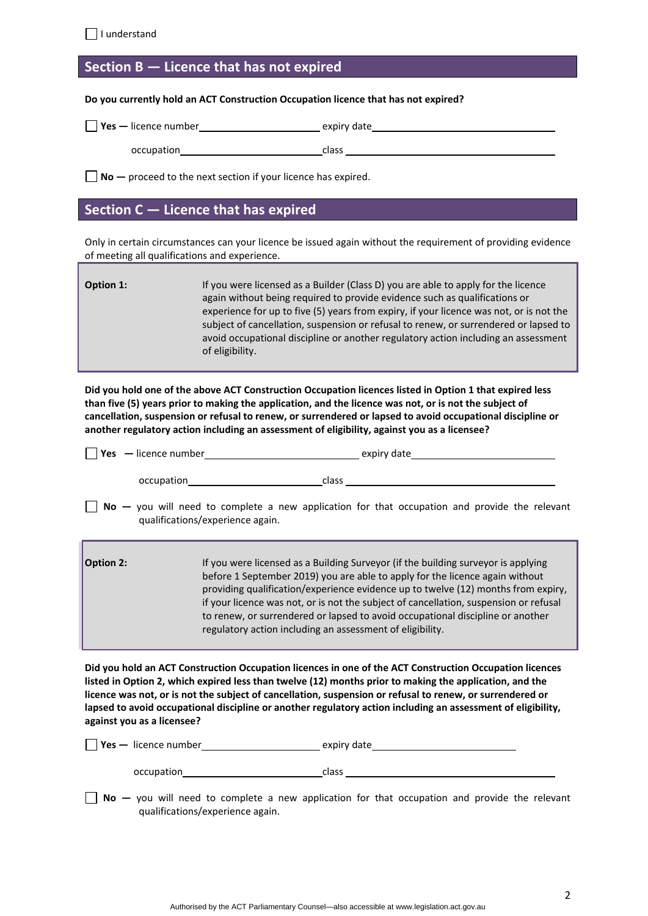☐ I understand

## Section B — Licence that has not expired

**Do you currently hold an ACT Construction Occupation licence that has not expired?**

☐ **Yes —** licence number\_\_\_\_\_\_\_\_\_\_\_\_\_\_\_\_\_\_\_\_ expiry date\_\_\_\_\_\_\_\_\_\_\_\_\_\_\_\_\_\_\_\_\_\_\_\_\_\_\_\_\_\_

occupation\_\_\_\_\_\_\_\_\_\_\_\_\_\_\_\_\_\_\_\_\_\_\_\_class \_\_\_\_\_\_\_\_\_\_\_\_\_\_\_\_\_\_\_\_\_\_\_\_\_\_\_\_\_\_\_\_\_\_\_

☐ **No —** proceed to the next section if your licence has expired.

## Section C — Licence that has expired

Only in certain circumstances can your licence be issued again without the requirement of providing evidence of meeting all qualifications and experience.

| | |
|---|---|
| **Option 1:** | If you were licensed as a Builder (Class D) you are able to apply for the licence again without being required to provide evidence such as qualifications or experience for up to five (5) years from expiry, if your licence was not, or is not the subject of cancellation, suspension or refusal to renew, or surrendered or lapsed to avoid occupational discipline or another regulatory action including an assessment of eligibility. |

**Did you hold one of the above ACT Construction Occupation licences listed in Option 1 that expired less than five (5) years prior to making the application, and the licence was not, or is not the subject of cancellation, suspension or refusal to renew, or surrendered or lapsed to avoid occupational discipline or another regulatory action including an assessment of eligibility, against you as a licensee?**

☐ **Yes —** licence number\_\_\_\_\_\_\_\_\_\_\_\_\_\_\_\_\_\_\_\_\_\_\_\_ expiry date\_\_\_\_\_\_\_\_\_\_\_\_\_\_\_\_\_\_\_\_\_\_\_

occupation\_\_\_\_\_\_\_\_\_\_\_\_\_\_\_\_\_\_\_\_\_\_\_class \_\_\_\_\_\_\_\_\_\_\_\_\_\_\_\_\_\_\_\_\_\_\_\_\_\_\_\_\_\_\_\_\_\_\_\_

☐ **No —** you will need to complete a new application for that occupation and provide the relevant qualifications/experience again.

| | |
|---|---|
| **Option 2:** | If you were licensed as a Building Surveyor (if the building surveyor is applying before 1 September 2019) you are able to apply for the licence again without providing qualification/experience evidence up to twelve (12) months from expiry, if your licence was not, or is not the subject of cancellation, suspension or refusal to renew, or surrendered or lapsed to avoid occupational discipline or another regulatory action including an assessment of eligibility. |

**Did you hold an ACT Construction Occupation licences in one of the ACT Construction Occupation licences listed in Option 2, which expired less than twelve (12) months prior to making the application, and the licence was not, or is not the subject of cancellation, suspension or refusal to renew, or surrendered or lapsed to avoid occupational discipline or another regulatory action including an assessment of eligibility, against you as a licensee?**

☐ **Yes —** licence number\_\_\_\_\_\_\_\_\_\_\_\_\_\_\_\_\_\_\_\_ expiry date\_\_\_\_\_\_\_\_\_\_\_\_\_\_\_\_\_\_\_\_\_\_\_

occupation\_\_\_\_\_\_\_\_\_\_\_\_\_\_\_\_\_\_\_\_\_\_\_class \_\_\_\_\_\_\_\_\_\_\_\_\_\_\_\_\_\_\_\_\_\_\_\_\_\_\_\_\_\_\_\_\_\_\_\_

☐ **No —** you will need to complete a new application for that occupation and provide the relevant qualifications/experience again.

Authorised by the ACT Parliamentary Counsel—also accessible at www.legislation.act.gov.au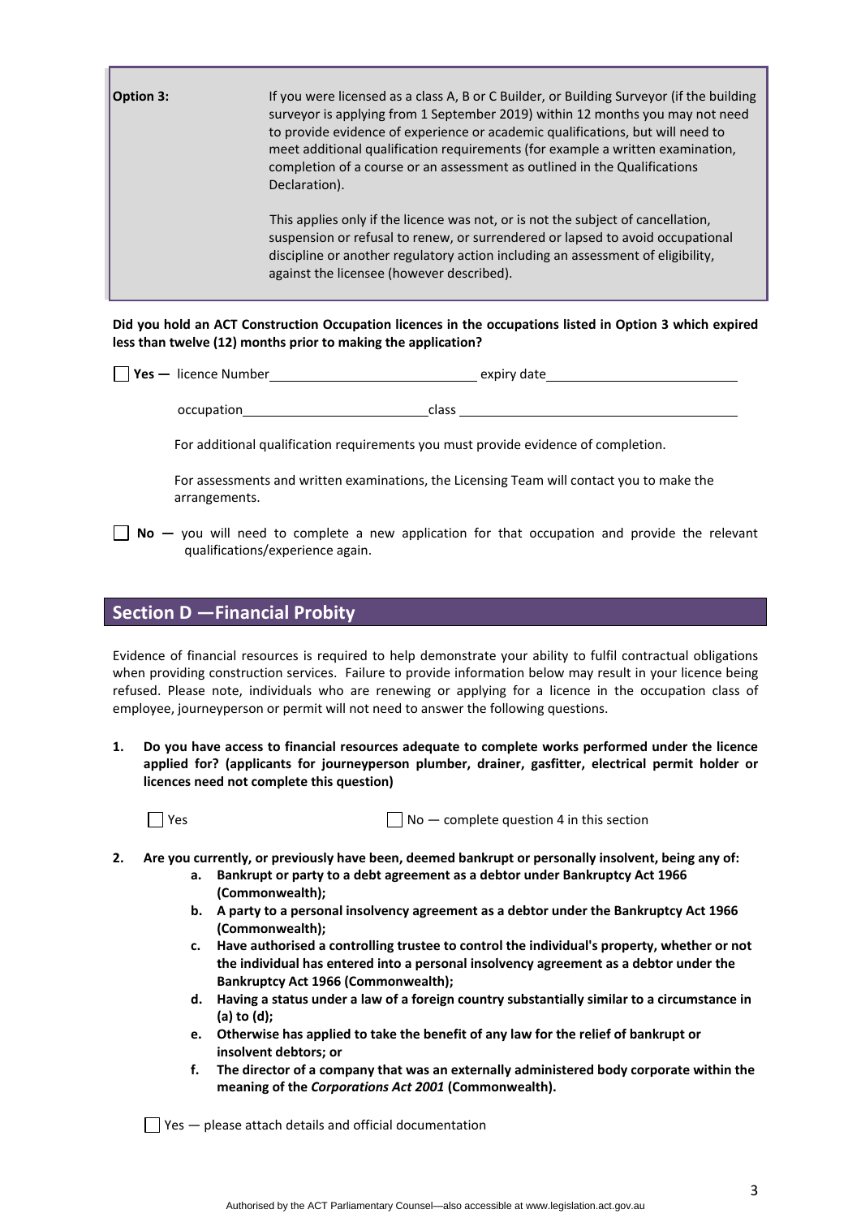| | |
|---|---|
| **Option 3:** | If you were licensed as a class A, B or C Builder, or Building Surveyor (if the building surveyor is applying from 1 September 2019) within 12 months you may not need to provide evidence of experience or academic qualifications, but will need to meet additional qualification requirements (for example a written examination, completion of a course or an assessment as outlined in the Qualifications Declaration).<br><br>This applies only if the licence was not, or is not the subject of cancellation, suspension or refusal to renew, or surrendered or lapsed to avoid occupational discipline or another regulatory action including an assessment of eligibility, against the licensee (however described). |

**Did you hold an ACT Construction Occupation licences in the occupations listed in Option 3 which expired less than twelve (12) months prior to making the application?**

☐ **Yes —** licence Number\_\_\_\_\_\_\_\_\_\_\_\_\_\_\_\_\_\_\_\_\_\_\_\_ expiry date\_\_\_\_\_\_\_\_\_\_\_\_\_\_\_\_\_\_\_\_\_\_\_\_

occupation\_\_\_\_\_\_\_\_\_\_\_\_\_\_\_\_\_\_\_\_\_\_\_\_class \_\_\_\_\_\_\_\_\_\_\_\_\_\_\_\_\_\_\_\_\_\_\_\_\_\_\_\_\_\_\_\_

For additional qualification requirements you must provide evidence of completion.

For assessments and written examinations, the Licensing Team will contact you to make the arrangements.

☐ **No —** you will need to complete a new application for that occupation and provide the relevant qualifications/experience again.

## Section D —Financial Probity

Evidence of financial resources is required to help demonstrate your ability to fulfil contractual obligations when providing construction services. Failure to provide information below may result in your licence being refused. Please note, individuals who are renewing or applying for a licence in the occupation class of employee, journeyperson or permit will not need to answer the following questions.

1. **Do you have access to financial resources adequate to complete works performed under the licence applied for? (applicants for journeyperson plumber, drainer, gasfitter, electrical permit holder or licences need not complete this question)**

   ☐ Yes ☐ No — complete question 4 in this section

2. **Are you currently, or previously have been, deemed bankrupt or personally insolvent, being any of:**
   a. **Bankrupt or party to a debt agreement as a debtor under Bankruptcy Act 1966 (Commonwealth);**
   b. **A party to a personal insolvency agreement as a debtor under the Bankruptcy Act 1966 (Commonwealth);**
   c. **Have authorised a controlling trustee to control the individual's property, whether or not the individual has entered into a personal insolvency agreement as a debtor under the Bankruptcy Act 1966 (Commonwealth);**
   d. **Having a status under a law of a foreign country substantially similar to a circumstance in (a) to (d);**
   e. **Otherwise has applied to take the benefit of any law for the relief of bankrupt or insolvent debtors; or**
   f. **The director of a company that was an externally administered body corporate within the meaning of the *Corporations Act 2001* (Commonwealth).**

   ☐ Yes — please attach details and official documentation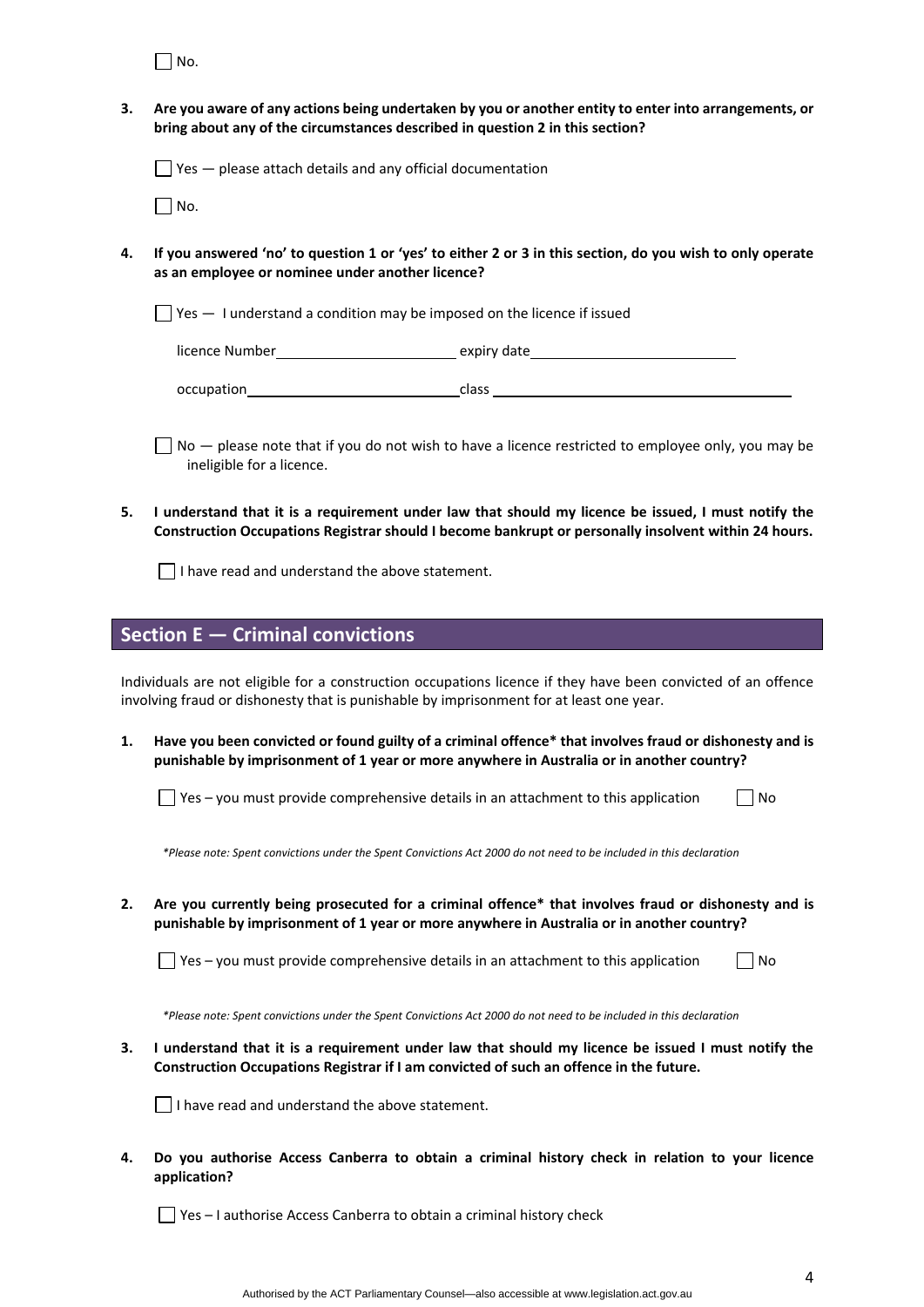☐ No.

**3. Are you aware of any actions being undertaken by you or another entity to enter into arrangements, or bring about any of the circumstances described in question 2 in this section?**

☐ Yes — please attach details and any official documentation

☐ No.

**4. If you answered 'no' to question 1 or 'yes' to either 2 or 3 in this section, do you wish to only operate as an employee or nominee under another licence?**

☐ Yes — I understand a condition may be imposed on the licence if issued

licence Number\_\_\_\_\_\_\_\_\_\_\_\_\_\_\_\_\_\_\_\_\_\_ expiry date\_\_\_\_\_\_\_\_\_\_\_\_\_\_\_\_\_\_\_\_\_\_\_\_\_

occupation\_\_\_\_\_\_\_\_\_\_\_\_\_\_\_\_\_\_\_\_\_\_\_\_\_\_class \_\_\_\_\_\_\_\_\_\_\_\_\_\_\_\_\_\_\_\_\_\_\_\_\_\_\_\_\_\_\_\_\_\_\_\_\_\_\_

☐ No — please note that if you do not wish to have a licence restricted to employee only, you may be ineligible for a licence.

**5. I understand that it is a requirement under law that should my licence be issued, I must notify the Construction Occupations Registrar should I become bankrupt or personally insolvent within 24 hours.**

☐ I have read and understand the above statement.

## Section E — Criminal convictions

Individuals are not eligible for a construction occupations licence if they have been convicted of an offence involving fraud or dishonesty that is punishable by imprisonment for at least one year.

**1. Have you been convicted or found guilty of a criminal offence* that involves fraud or dishonesty and is punishable by imprisonment of 1 year or more anywhere in Australia or in another country?**

☐ Yes – you must provide comprehensive details in an attachment to this application ☐ No

*\*Please note: Spent convictions under the Spent Convictions Act 2000 do not need to be included in this declaration*

**2. Are you currently being prosecuted for a criminal offence* that involves fraud or dishonesty and is punishable by imprisonment of 1 year or more anywhere in Australia or in another country?**

☐ Yes – you must provide comprehensive details in an attachment to this application ☐ No

*\*Please note: Spent convictions under the Spent Convictions Act 2000 do not need to be included in this declaration*

**3. I understand that it is a requirement under law that should my licence be issued I must notify the Construction Occupations Registrar if I am convicted of such an offence in the future.**

☐ I have read and understand the above statement.

**4. Do you authorise Access Canberra to obtain a criminal history check in relation to your licence application?**

☐ Yes – I authorise Access Canberra to obtain a criminal history check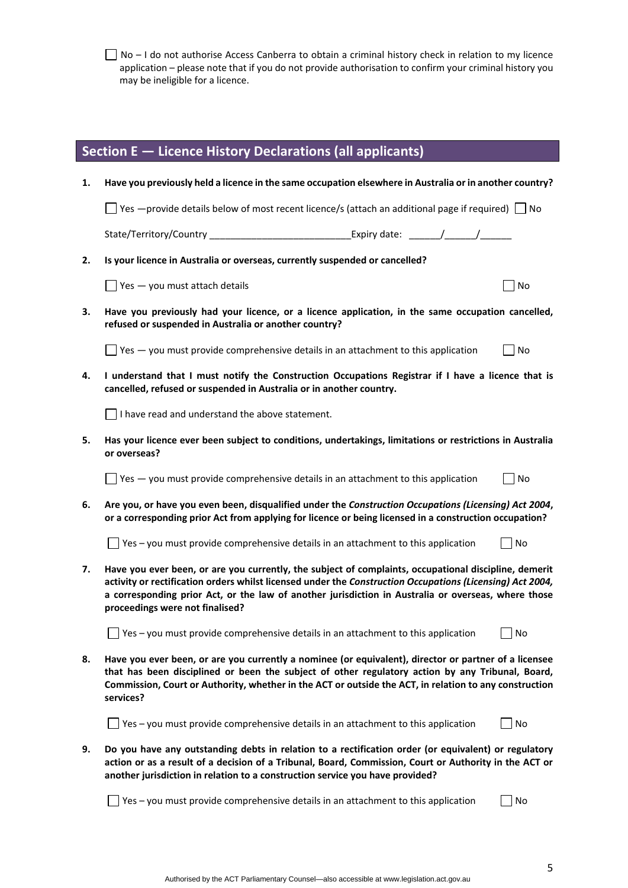☐ No – I do not authorise Access Canberra to obtain a criminal history check in relation to my licence application – please note that if you do not provide authorisation to confirm your criminal history you may be ineligible for a licence.

## Section E — Licence History Declarations (all applicants)

**1. Have you previously held a licence in the same occupation elsewhere in Australia or in another country?**

☐ Yes —provide details below of most recent licence/s (attach an additional page if required) ☐ No

State/Territory/Country __________________________ Expiry date: ______/______/______

**2. Is your licence in Australia or overseas, currently suspended or cancelled?**

☐ Yes — you must attach details ☐ No

**3. Have you previously had your licence, or a licence application, in the same occupation cancelled, refused or suspended in Australia or another country?**

☐ Yes — you must provide comprehensive details in an attachment to this application ☐ No

**4. I understand that I must notify the Construction Occupations Registrar if I have a licence that is cancelled, refused or suspended in Australia or in another country.**

☐ I have read and understand the above statement.

**5. Has your licence ever been subject to conditions, undertakings, limitations or restrictions in Australia or overseas?**

☐ Yes — you must provide comprehensive details in an attachment to this application ☐ No

**6. Are you, or have you even been, disqualified under the *Construction Occupations (Licensing) Act 2004*, or a corresponding prior Act from applying for licence or being licensed in a construction occupation?**

☐ Yes – you must provide comprehensive details in an attachment to this application ☐ No

**7. Have you ever been, or are you currently, the subject of complaints, occupational discipline, demerit activity or rectification orders whilst licensed under the *Construction Occupations (Licensing) Act 2004,* a corresponding prior Act, or the law of another jurisdiction in Australia or overseas, where those proceedings were not finalised?**

☐ Yes – you must provide comprehensive details in an attachment to this application ☐ No

**8. Have you ever been, or are you currently a nominee (or equivalent), director or partner of a licensee that has been disciplined or been the subject of other regulatory action by any Tribunal, Board, Commission, Court or Authority, whether in the ACT or outside the ACT, in relation to any construction services?**

☐ Yes – you must provide comprehensive details in an attachment to this application ☐ No

**9. Do you have any outstanding debts in relation to a rectification order (or equivalent) or regulatory action or as a result of a decision of a Tribunal, Board, Commission, Court or Authority in the ACT or another jurisdiction in relation to a construction service you have provided?**

☐ Yes – you must provide comprehensive details in an attachment to this application ☐ No

Authorised by the ACT Parliamentary Counsel—also accessible at www.legislation.act.gov.au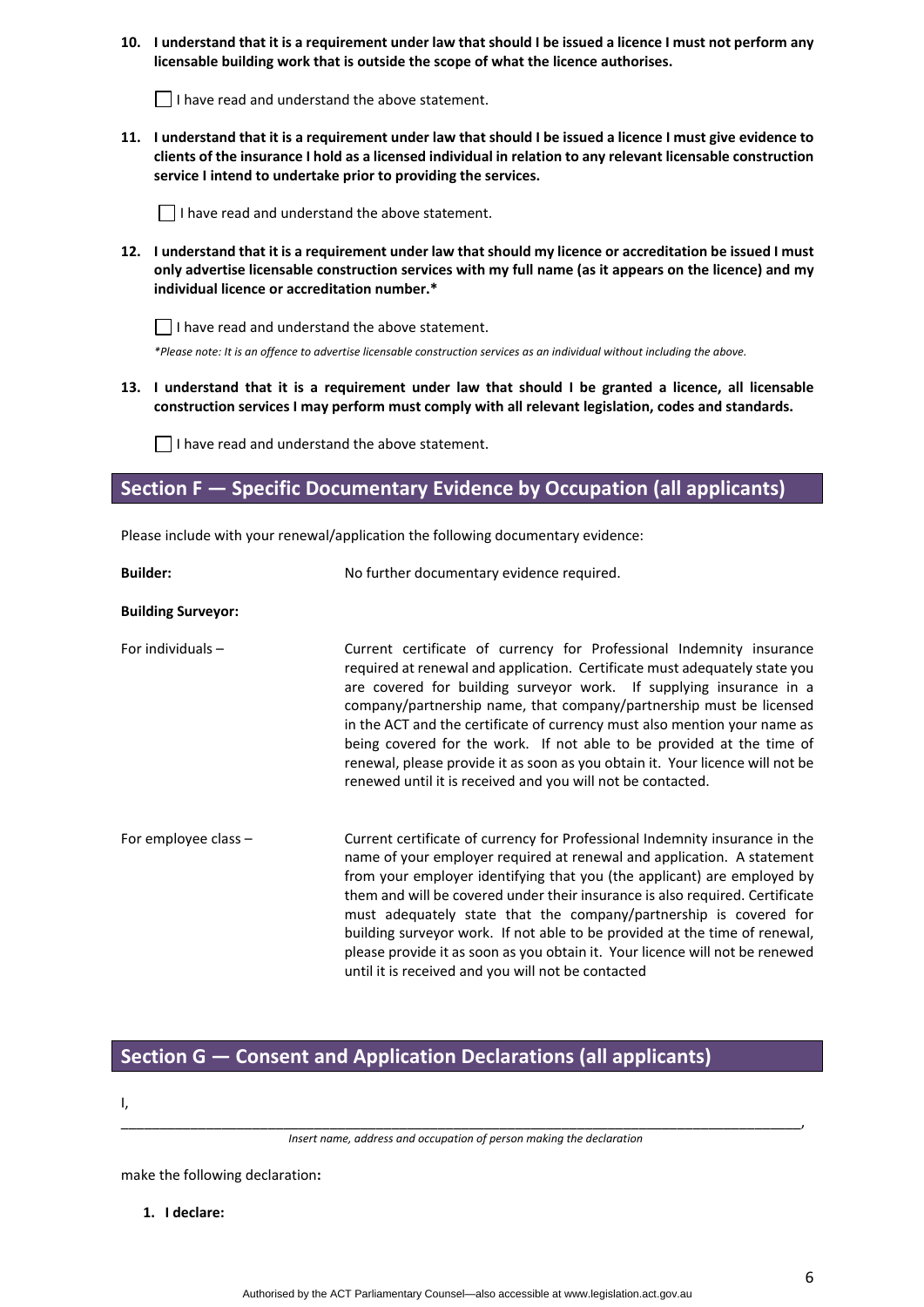**10. I understand that it is a requirement under law that should I be issued a licence I must not perform any licensable building work that is outside the scope of what the licence authorises.**

☐ I have read and understand the above statement.

**11. I understand that it is a requirement under law that should I be issued a licence I must give evidence to clients of the insurance I hold as a licensed individual in relation to any relevant licensable construction service I intend to undertake prior to providing the services.**

☐ I have read and understand the above statement.

**12. I understand that it is a requirement under law that should my licence or accreditation be issued I must only advertise licensable construction services with my full name (as it appears on the licence) and my individual licence or accreditation number.***

☐ I have read and understand the above statement.

**Please note: It is an offence to advertise licensable construction services as an individual without including the above.*

**13. I understand that it is a requirement under law that should I be granted a licence, all licensable construction services I may perform must comply with all relevant legislation, codes and standards.**

☐ I have read and understand the above statement.

## Section F — Specific Documentary Evidence by Occupation (all applicants)

Please include with your renewal/application the following documentary evidence:

**Builder:** No further documentary evidence required.

**Building Surveyor:**

For individuals – Current certificate of currency for Professional Indemnity insurance required at renewal and application. Certificate must adequately state you are covered for building surveyor work. If supplying insurance in a company/partnership name, that company/partnership must be licensed in the ACT and the certificate of currency must also mention your name as being covered for the work. If not able to be provided at the time of renewal, please provide it as soon as you obtain it. Your licence will not be renewed until it is received and you will not be contacted.

For employee class – Current certificate of currency for Professional Indemnity insurance in the name of your employer required at renewal and application. A statement from your employer identifying that you (the applicant) are employed by them and will be covered under their insurance is also required. Certificate must adequately state that the company/partnership is covered for building surveyor work. If not able to be provided at the time of renewal, please provide it as soon as you obtain it. Your licence will not be renewed until it is received and you will not be contacted

## Section G — Consent and Application Declarations (all applicants)

I,

_____________________________________________________________________________,

*Insert name, address and occupation of person making the declaration*

make the following declaration**:**

**1. I declare:**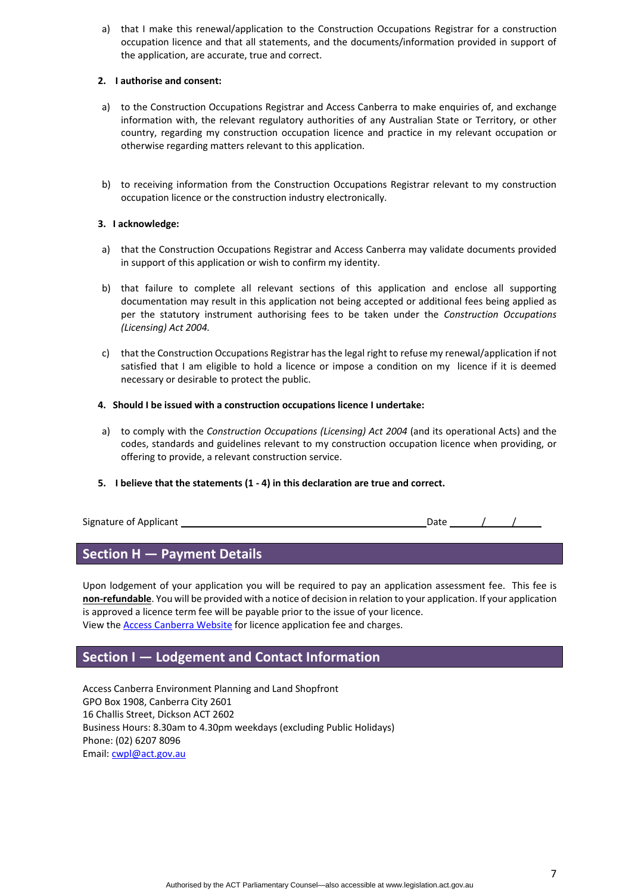a) that I make this renewal/application to the Construction Occupations Registrar for a construction occupation licence and that all statements, and the documents/information provided in support of the application, are accurate, true and correct.

**2. I authorise and consent:**

a) to the Construction Occupations Registrar and Access Canberra to make enquiries of, and exchange information with, the relevant regulatory authorities of any Australian State or Territory, or other country, regarding my construction occupation licence and practice in my relevant occupation or otherwise regarding matters relevant to this application.

b) to receiving information from the Construction Occupations Registrar relevant to my construction occupation licence or the construction industry electronically.

**3. I acknowledge:**

a) that the Construction Occupations Registrar and Access Canberra may validate documents provided in support of this application or wish to confirm my identity.

b) that failure to complete all relevant sections of this application and enclose all supporting documentation may result in this application not being accepted or additional fees being applied as per the statutory instrument authorising fees to be taken under the *Construction Occupations (Licensing) Act 2004.*

c) that the Construction Occupations Registrar has the legal right to refuse my renewal/application if not satisfied that I am eligible to hold a licence or impose a condition on my licence if it is deemed necessary or desirable to protect the public.

**4. Should I be issued with a construction occupations licence I undertake:**

a) to comply with the *Construction Occupations (Licensing) Act 2004* (and its operational Acts) and the codes, standards and guidelines relevant to my construction occupation licence when providing, or offering to provide, a relevant construction service.

**5. I believe that the statements (1 - 4) in this declaration are true and correct.**

Signature of Applicant ________________________________________ Date ____/____/____

## Section H — Payment Details

Upon lodgement of your application you will be required to pay an application assessment fee. This fee is **non-refundable**. You will be provided with a notice of decision in relation to your application. If your application is approved a licence term fee will be payable prior to the issue of your licence.
View the Access Canberra Website for licence application fee and charges.

## Section I — Lodgement and Contact Information

Access Canberra Environment Planning and Land Shopfront
GPO Box 1908, Canberra City 2601
16 Challis Street, Dickson ACT 2602
Business Hours: 8.30am to 4.30pm weekdays (excluding Public Holidays)
Phone: (02) 6207 8096
Email: cwpl@act.gov.au